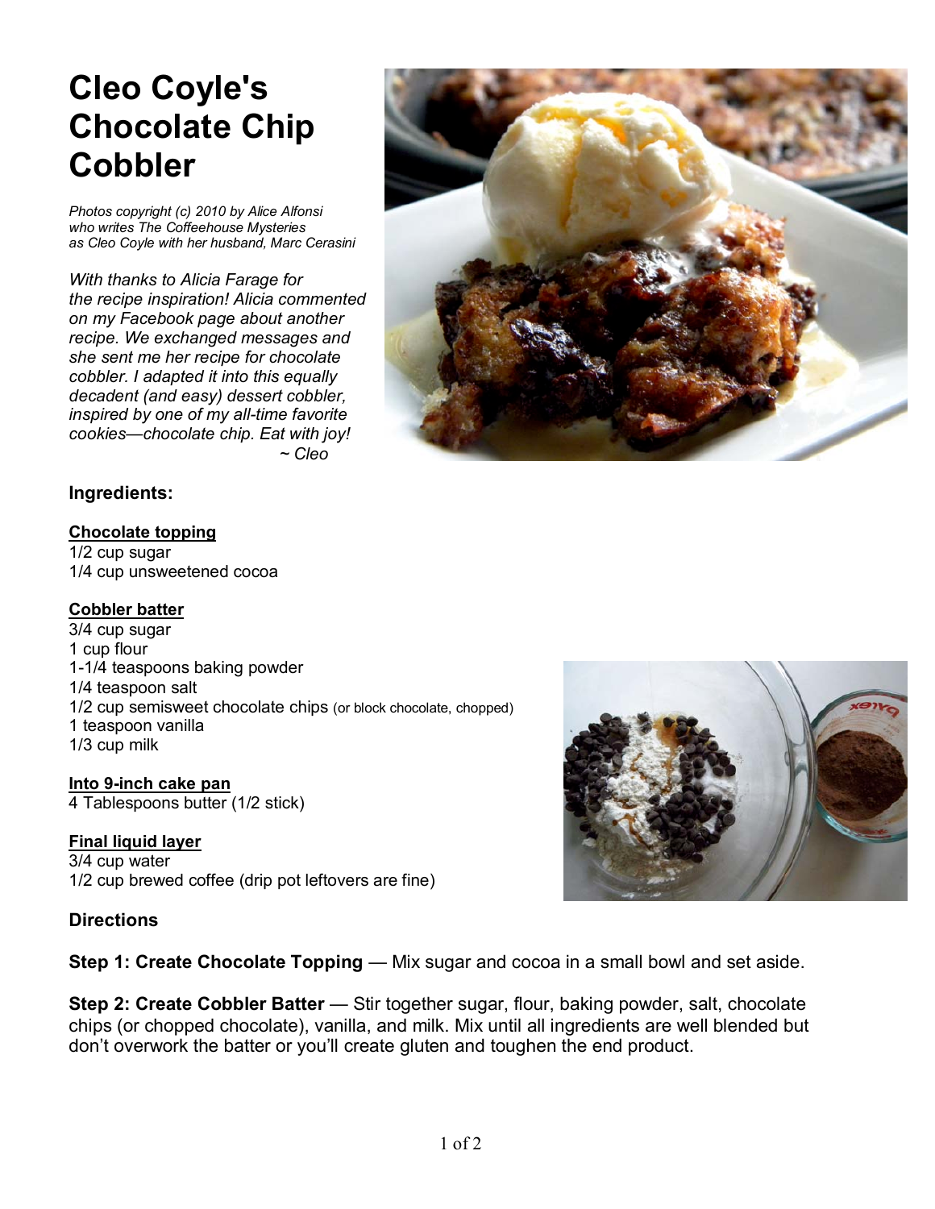# Cleo Coyle's Chocolate Chip Cobbler

*Photos copyright (c) 2010 by Alice Alfonsi who writes The Coffeehouse Mysteries as Cleo Coyle with her husband, Marc Cerasini*

*With thanks to Alicia Farage for the recipe inspiration! Alicia commented on my Facebook page about another recipe. We exchanged messages and she sent me her recipe for chocolate cobbler. I adapted it into this equally decadent (and easy) dessert cobbler, inspired by one of my all-time favorite cookies—chocolate chip. Eat with joy!*
*~ Cleo*

### Ingredients:

**Chocolate topping**
1/2 cup sugar
1/4 cup unsweetened cocoa

**Cobbler batter**
3/4 cup sugar
1 cup flour
1-1/4 teaspoons baking powder
1/4 teaspoon salt
1/2 cup semisweet chocolate chips (or block chocolate, chopped)
1 teaspoon vanilla
1/3 cup milk

**Into 9-inch cake pan**
4 Tablespoons butter (1/2 stick)

**Final liquid layer**
3/4 cup water
1/2 cup brewed coffee (drip pot leftovers are fine)

### Directions

**Step 1: Create Chocolate Topping** — Mix sugar and cocoa in a small bowl and set aside.

**Step 2: Create Cobbler Batter** — Stir together sugar, flour, baking powder, salt, chocolate chips (or chopped chocolate), vanilla, and milk. Mix until all ingredients are well blended but don't overwork the batter or you'll create gluten and toughen the end product.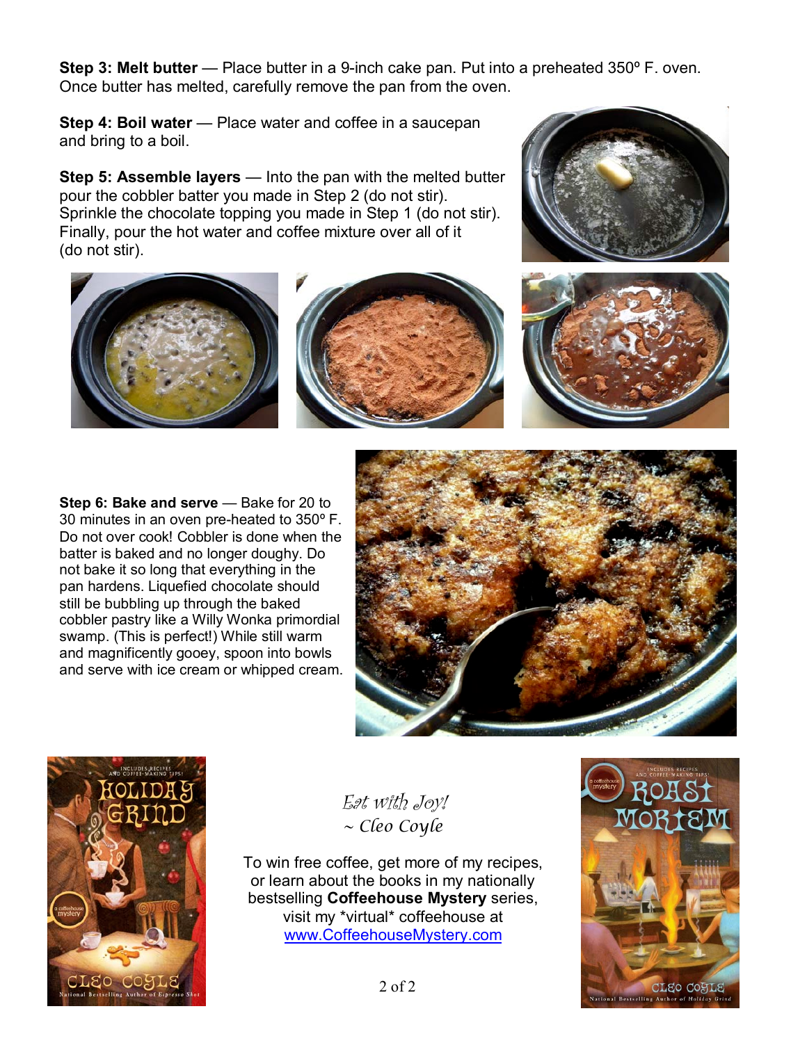**Step 3: Melt butter** — Place butter in a 9-inch cake pan. Put into a preheated 350º F. oven. Once butter has melted, carefully remove the pan from the oven.

**Step 4: Boil water** — Place water and coffee in a saucepan and bring to a boil.

**Step 5: Assemble layers** — Into the pan with the melted butter pour the cobbler batter you made in Step 2 (do not stir). Sprinkle the chocolate topping you made in Step 1 (do not stir). Finally, pour the hot water and coffee mixture over all of it (do not stir).

**Step 6: Bake and serve** — Bake for 20 to 30 minutes in an oven pre-heated to 350º F. Do not over cook! Cobbler is done when the batter is baked and no longer doughy. Do not bake it so long that everything in the pan hardens. Liquefied chocolate should still be bubbling up through the baked cobbler pastry like a Willy Wonka primordial swamp. (This is perfect!) While still warm and magnificently gooey, spoon into bowls and serve with ice cream or whipped cream.

*Eat with Joy!*
*~ Cleo Coyle*

To win free coffee, get more of my recipes, or learn about the books in my nationally bestselling **Coffeehouse Mystery** series, visit my *virtual* coffeehouse at [www.CoffeehouseMystery.com](http://www.CoffeehouseMystery.com)